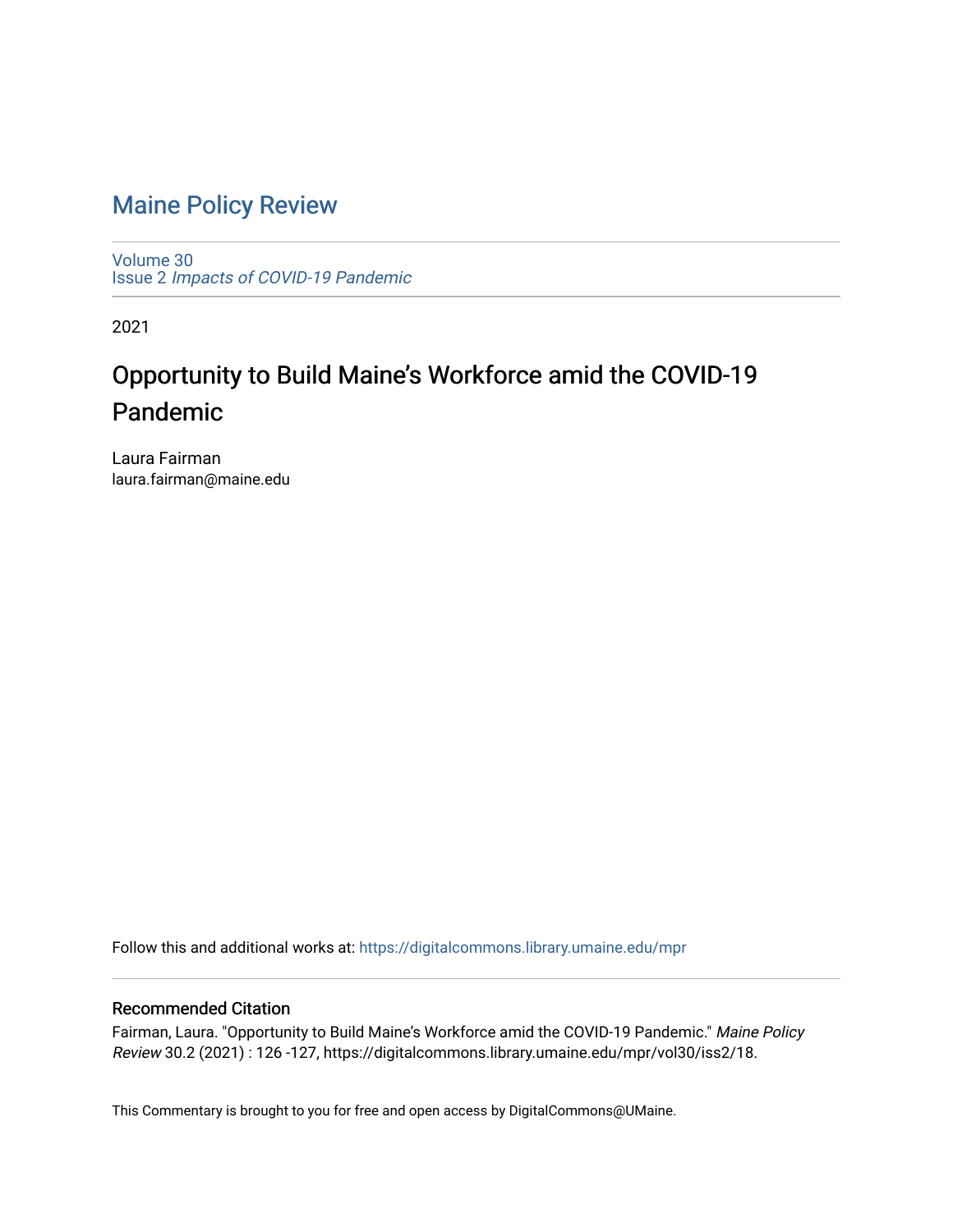# Maine Policy Review

Volume 30
Issue 2 *Impacts of COVID-19 Pandemic*

2021

## Opportunity to Build Maine's Workforce amid the COVID-19 Pandemic

Laura Fairman
laura.fairman@maine.edu

Follow this and additional works at: https://digitalcommons.library.umaine.edu/mpr

### Recommended Citation

Fairman, Laura. "Opportunity to Build Maine's Workforce amid the COVID-19 Pandemic." *Maine Policy Review* 30.2 (2021) : 126 -127, https://digitalcommons.library.umaine.edu/mpr/vol30/iss2/18.

This Commentary is brought to you for free and open access by DigitalCommons@UMaine.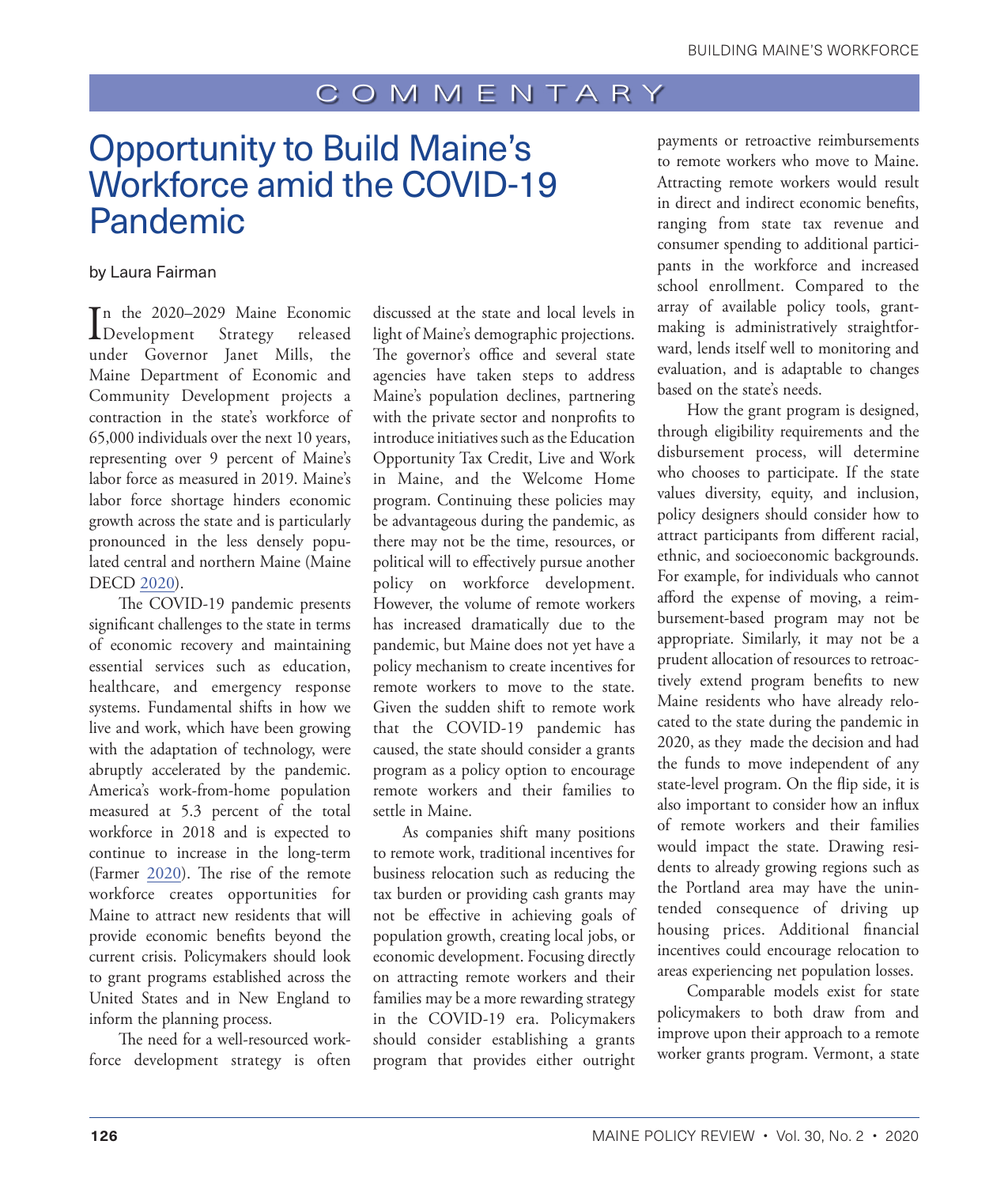COMMENTARY

# Opportunity to Build Maine's Workforce amid the COVID-19 Pandemic

by Laura Fairman

In the 2020–2029 Maine Economic Development Strategy released under Governor Janet Mills, the Maine Department of Economic and Community Development projects a contraction in the state's workforce of 65,000 individuals over the next 10 years, representing over 9 percent of Maine's labor force as measured in 2019. Maine's labor force shortage hinders economic growth across the state and is particularly pronounced in the less densely populated central and northern Maine (Maine DECD 2020).

The COVID-19 pandemic presents significant challenges to the state in terms of economic recovery and maintaining essential services such as education, healthcare, and emergency response systems. Fundamental shifts in how we live and work, which have been growing with the adaptation of technology, were abruptly accelerated by the pandemic. America's work-from-home population measured at 5.3 percent of the total workforce in 2018 and is expected to continue to increase in the long-term (Farmer 2020). The rise of the remote workforce creates opportunities for Maine to attract new residents that will provide economic benefits beyond the current crisis. Policymakers should look to grant programs established across the United States and in New England to inform the planning process.

The need for a well-resourced workforce development strategy is often discussed at the state and local levels in light of Maine's demographic projections. The governor's office and several state agencies have taken steps to address Maine's population declines, partnering with the private sector and nonprofits to introduce initiatives such as the Education Opportunity Tax Credit, Live and Work in Maine, and the Welcome Home program. Continuing these policies may be advantageous during the pandemic, as there may not be the time, resources, or political will to effectively pursue another policy on workforce development. However, the volume of remote workers has increased dramatically due to the pandemic, but Maine does not yet have a policy mechanism to create incentives for remote workers to move to the state. Given the sudden shift to remote work that the COVID-19 pandemic has caused, the state should consider a grants program as a policy option to encourage remote workers and their families to settle in Maine.

As companies shift many positions to remote work, traditional incentives for business relocation such as reducing the tax burden or providing cash grants may not be effective in achieving goals of population growth, creating local jobs, or economic development. Focusing directly on attracting remote workers and their families may be a more rewarding strategy in the COVID-19 era. Policymakers should consider establishing a grants program that provides either outright payments or retroactive reimbursements to remote workers who move to Maine. Attracting remote workers would result in direct and indirect economic benefits, ranging from state tax revenue and consumer spending to additional participants in the workforce and increased school enrollment. Compared to the array of available policy tools, grantmaking is administratively straightforward, lends itself well to monitoring and evaluation, and is adaptable to changes based on the state's needs.

How the grant program is designed, through eligibility requirements and the disbursement process, will determine who chooses to participate. If the state values diversity, equity, and inclusion, policy designers should consider how to attract participants from different racial, ethnic, and socioeconomic backgrounds. For example, for individuals who cannot afford the expense of moving, a reimbursement-based program may not be appropriate. Similarly, it may not be a prudent allocation of resources to retroactively extend program benefits to new Maine residents who have already relocated to the state during the pandemic in 2020, as they made the decision and had the funds to move independent of any state-level program. On the flip side, it is also important to consider how an influx of remote workers and their families would impact the state. Drawing residents to already growing regions such as the Portland area may have the unintended consequence of driving up housing prices. Additional financial incentives could encourage relocation to areas experiencing net population losses.

Comparable models exist for state policymakers to both draw from and improve upon their approach to a remote worker grants program. Vermont, a state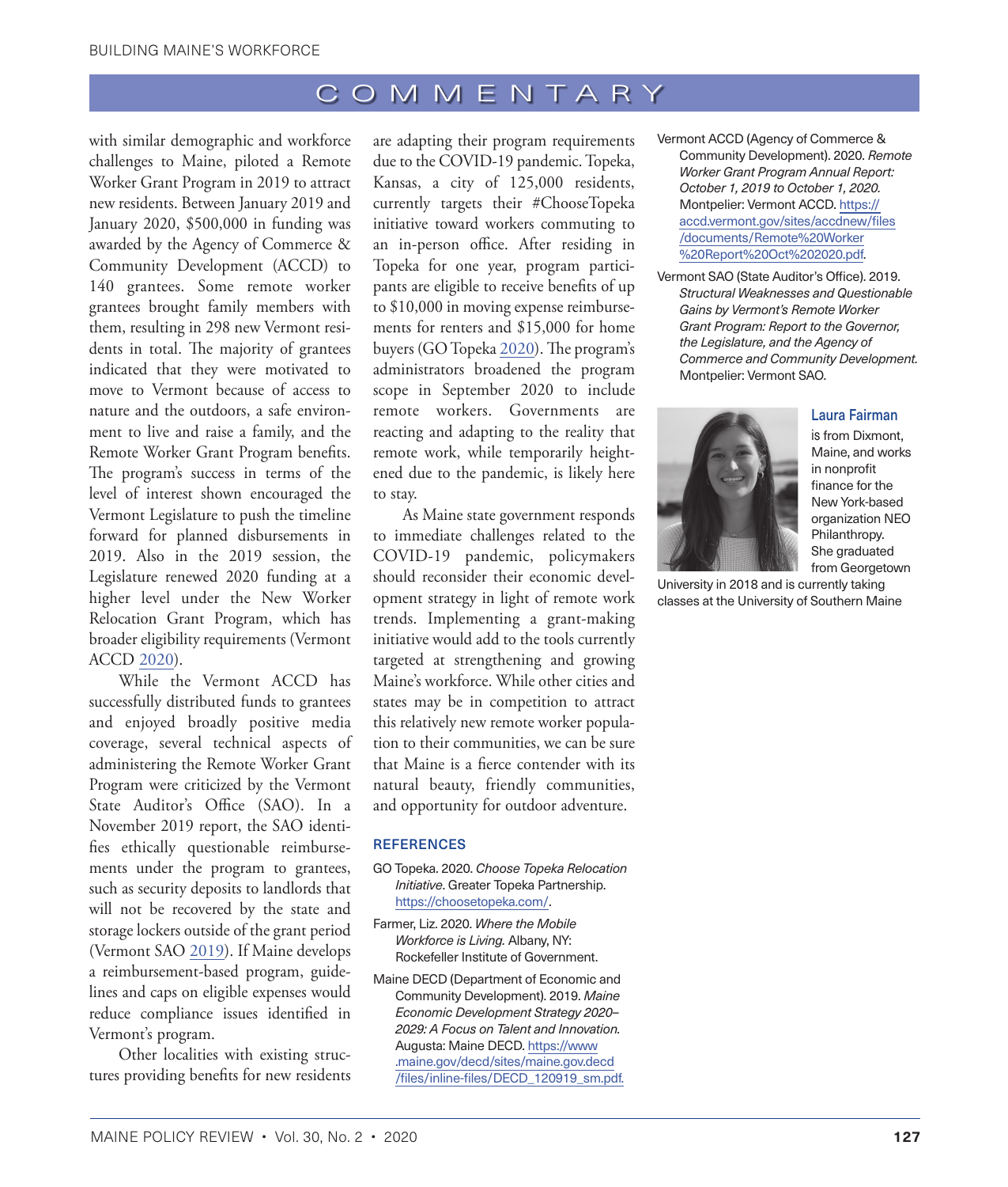with similar demographic and workforce challenges to Maine, piloted a Remote Worker Grant Program in 2019 to attract new residents. Between January 2019 and January 2020, $500,000 in funding was awarded by the Agency of Commerce & Community Development (ACCD) to 140 grantees. Some remote worker grantees brought family members with them, resulting in 298 new Vermont residents in total. The majority of grantees indicated that they were motivated to move to Vermont because of access to nature and the outdoors, a safe environment to live and raise a family, and the Remote Worker Grant Program benefits. The program's success in terms of the level of interest shown encouraged the Vermont Legislature to push the timeline forward for planned disbursements in 2019. Also in the 2019 session, the Legislature renewed 2020 funding at a higher level under the New Worker Relocation Grant Program, which has broader eligibility requirements (Vermont ACCD 2020).

While the Vermont ACCD has successfully distributed funds to grantees and enjoyed broadly positive media coverage, several technical aspects of administering the Remote Worker Grant Program were criticized by the Vermont State Auditor's Office (SAO). In a November 2019 report, the SAO identifies ethically questionable reimbursements under the program to grantees, such as security deposits to landlords that will not be recovered by the state and storage lockers outside of the grant period (Vermont SAO 2019). If Maine develops a reimbursement-based program, guidelines and caps on eligible expenses would reduce compliance issues identified in Vermont's program.

Other localities with existing structures providing benefits for new residents are adapting their program requirements due to the COVID-19 pandemic. Topeka, Kansas, a city of 125,000 residents, currently targets their #ChooseTopeka initiative toward workers commuting to an in-person office. After residing in Topeka for one year, program participants are eligible to receive benefits of up to $10,000 in moving expense reimbursements for renters and $15,000 for home buyers (GO Topeka 2020). The program's administrators broadened the program scope in September 2020 to include remote workers. Governments are reacting and adapting to the reality that remote work, while temporarily heightened due to the pandemic, is likely here to stay.

As Maine state government responds to immediate challenges related to the COVID-19 pandemic, policymakers should reconsider their economic development strategy in light of remote work trends. Implementing a grant-making initiative would add to the tools currently targeted at strengthening and growing Maine's workforce. While other cities and states may be in competition to attract this relatively new remote worker population to their communities, we can be sure that Maine is a fierce contender with its natural beauty, friendly communities, and opportunity for outdoor adventure.

## REFERENCES

GO Topeka. 2020. *Choose Topeka Relocation Initiative*. Greater Topeka Partnership. https://choosetopeka.com/.

Farmer, Liz. 2020. *Where the Mobile Workforce is Living.* Albany, NY: Rockefeller Institute of Government.

Maine DECD (Department of Economic and Community Development). 2019. *Maine Economic Development Strategy 2020–2029: A Focus on Talent and Innovation.* Augusta: Maine DECD. https://www.maine.gov/decd/sites/maine.gov.decd/files/inline-files/DECD_120919_sm.pdf.

Vermont ACCD (Agency of Commerce & Community Development). 2020. *Remote Worker Grant Program Annual Report: October 1, 2019 to October 1, 2020.* Montpelier: Vermont ACCD. https://accd.vermont.gov/sites/accdnew/files/documents/Remote%20Worker%20Report%20Oct%202020.pdf.

Vermont SAO (State Auditor's Office). 2019. *Structural Weaknesses and Questionable Gains by Vermont's Remote Worker Grant Program: Report to the Governor, the Legislature, and the Agency of Commerce and Community Development.* Montpelier: Vermont SAO.

**Laura Fairman** is from Dixmont, Maine, and works in nonprofit finance for the New York-based organization NEO Philanthropy. She graduated from Georgetown University in 2018 and is currently taking classes at the University of Southern Maine